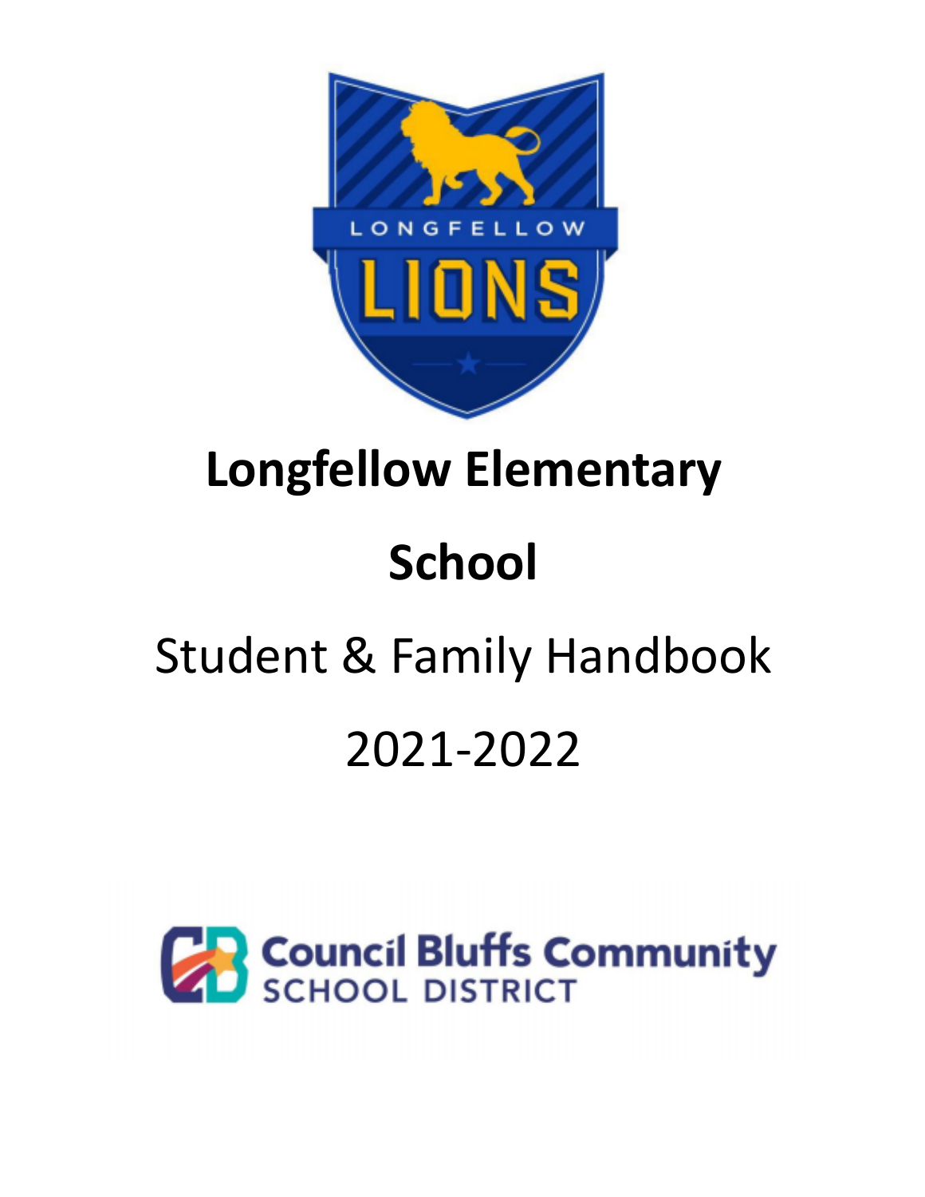# Longfellow Elementary School

Student & Family Handbook

2021-2022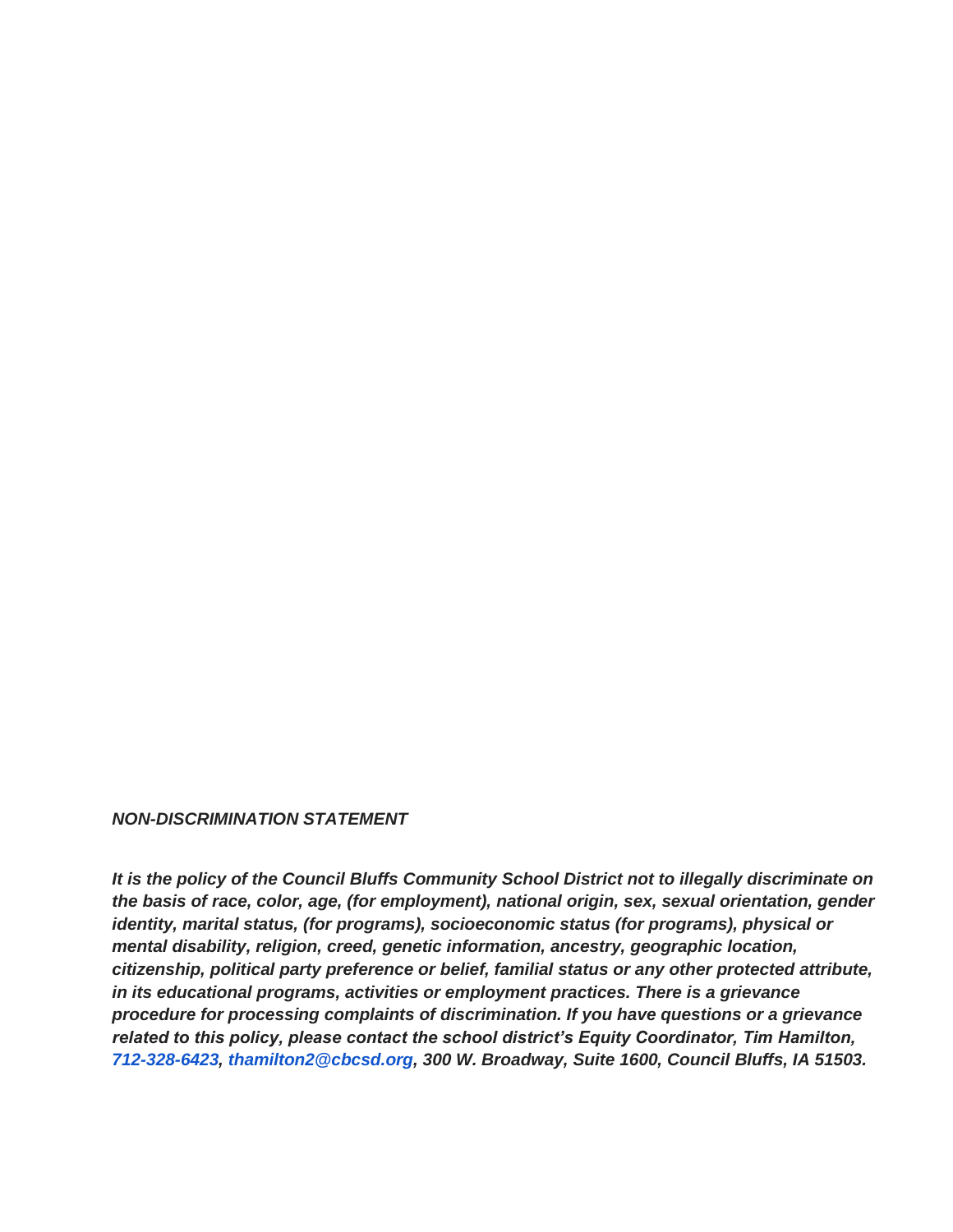***NON-DISCRIMINATION STATEMENT***

***It is the policy of the Council Bluffs Community School District not to illegally discriminate on the basis of race, color, age, (for employment), national origin, sex, sexual orientation, gender identity, marital status, (for programs), socioeconomic status (for programs), physical or mental disability, religion, creed, genetic information, ancestry, geographic location, citizenship, political party preference or belief, familial status or any other protected attribute, in its educational programs, activities or employment practices. There is a grievance procedure for processing complaints of discrimination. If you have questions or a grievance related to this policy, please contact the school district's Equity Coordinator, Tim Hamilton, 712-328-6423, thamilton2@cbcsd.org, 300 W. Broadway, Suite 1600, Council Bluffs, IA 51503.***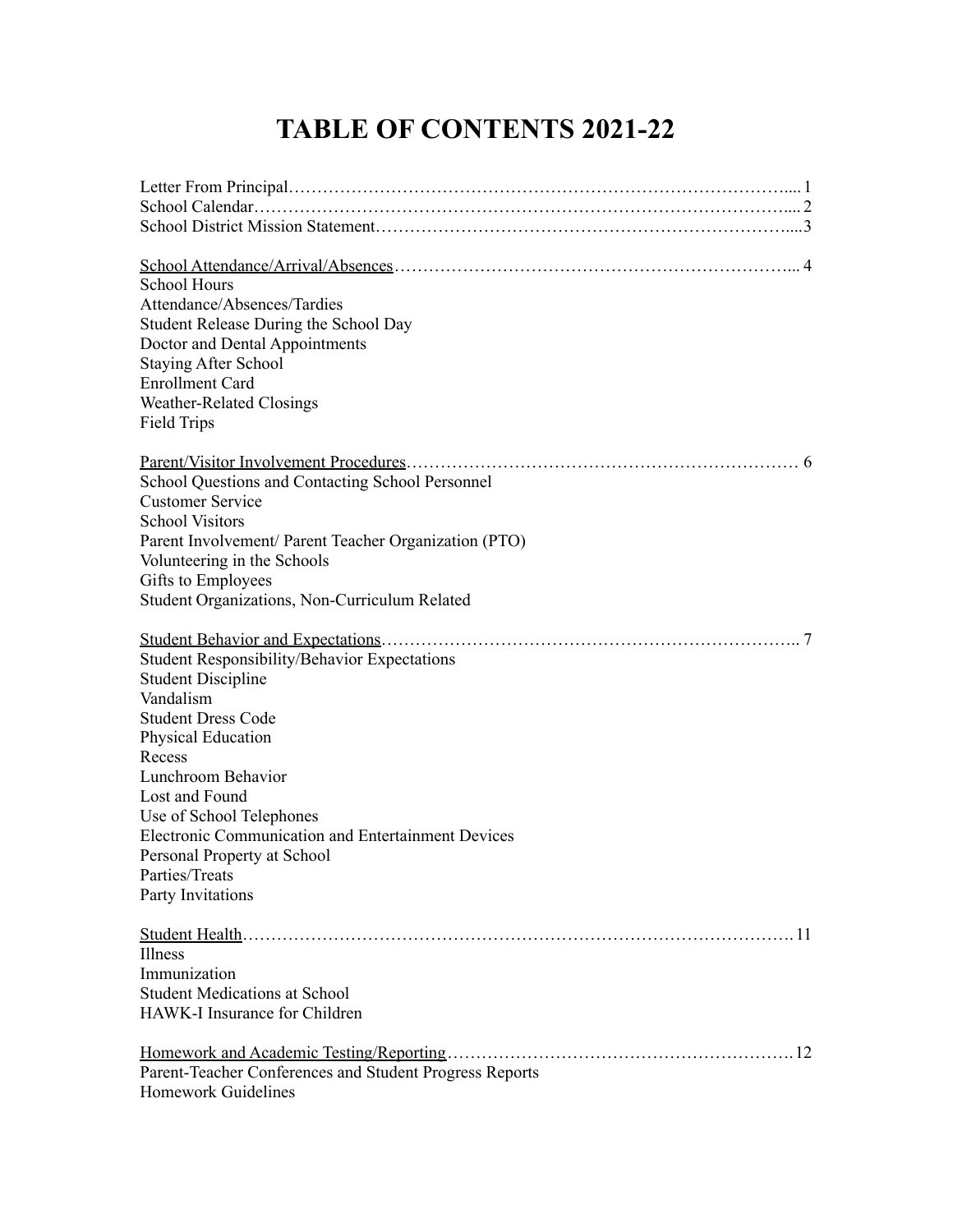# TABLE OF CONTENTS 2021-22

Letter From Principal…………………………………………………………………………….... 1
School Calendar…………………………………………………………………………………... 2
School District Mission Statement……………………………………………………………....3

School Attendance/Arrival/Absences…………………………………………………………... 4
School Hours
Attendance/Absences/Tardies
Student Release During the School Day
Doctor and Dental Appointments
Staying After School
Enrollment Card
Weather-Related Closings
Field Trips

Parent/Visitor Involvement Procedures…………………………………………………………… 6
School Questions and Contacting School Personnel
Customer Service
School Visitors
Parent Involvement/ Parent Teacher Organization (PTO)
Volunteering in the Schools
Gifts to Employees
Student Organizations, Non-Curriculum Related

Student Behavior and Expectations……………………………………………………………….. 7
Student Responsibility/Behavior Expectations
Student Discipline
Vandalism
Student Dress Code
Physical Education
Recess
Lunchroom Behavior
Lost and Found
Use of School Telephones
Electronic Communication and Entertainment Devices
Personal Property at School
Parties/Treats
Party Invitations

Student Health……………………………………………………………………………………. 11
Illness
Immunization
Student Medications at School
HAWK-I Insurance for Children

Homework and Academic Testing/Reporting…………………………………………………….12
Parent-Teacher Conferences and Student Progress Reports
Homework Guidelines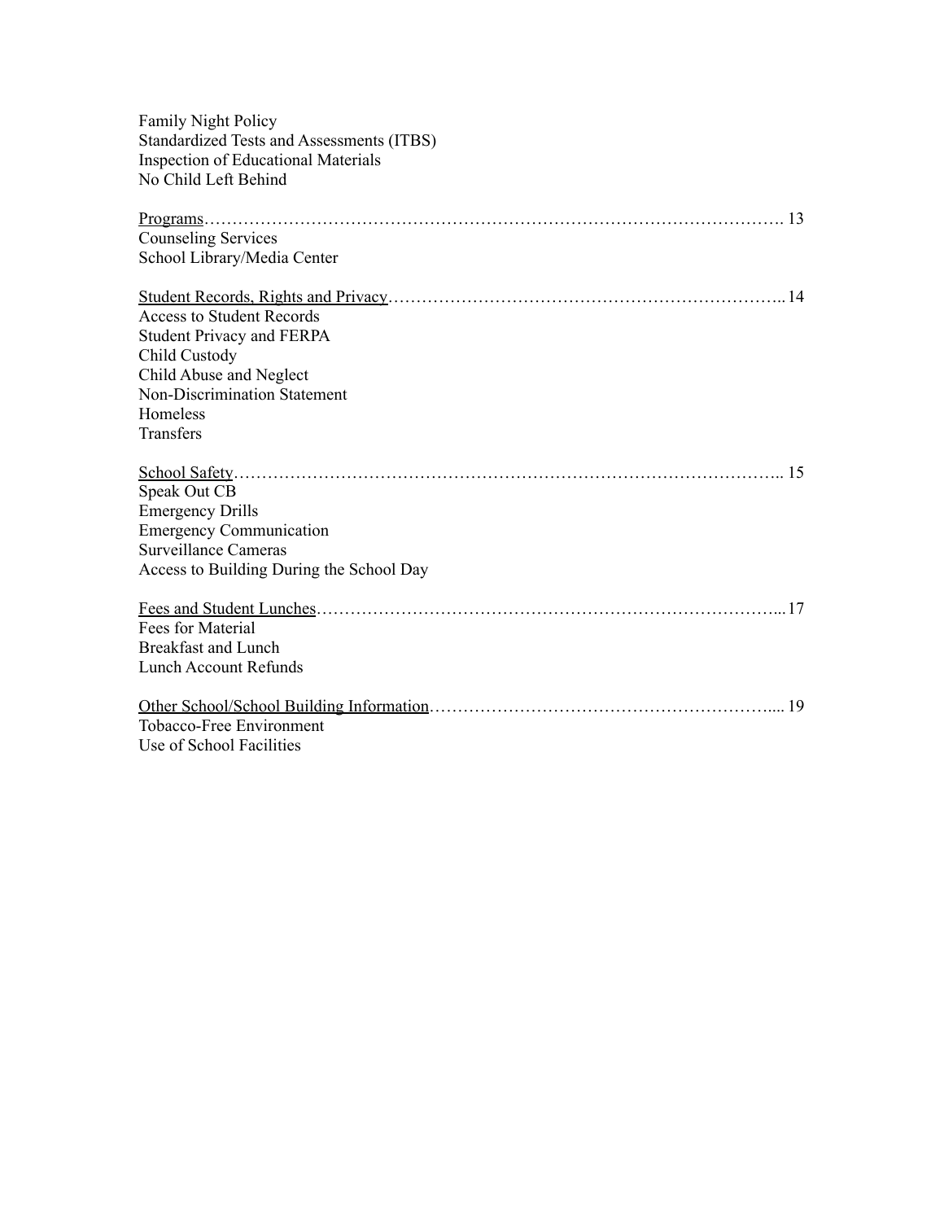Family Night Policy
Standardized Tests and Assessments (ITBS)
Inspection of Educational Materials
No Child Left Behind

<u>Programs</u>………………………………………………………………………………………. 13
Counseling Services
School Library/Media Center

<u>Student Records, Rights and Privacy</u>…………………………………………………………….. 14
Access to Student Records
Student Privacy and FERPA
Child Custody
Child Abuse and Neglect
Non-Discrimination Statement
Homeless
Transfers

<u>School Safety</u>……………………………………………………………………………….. 15
Speak Out CB
Emergency Drills
Emergency Communication
Surveillance Cameras
Access to Building During the School Day

<u>Fees and Student Lunches</u>……………………………………………………………………... 17
Fees for Material
Breakfast and Lunch
Lunch Account Refunds

<u>Other School/School Building Information</u>……………………………………………………... 19
Tobacco-Free Environment
Use of School Facilities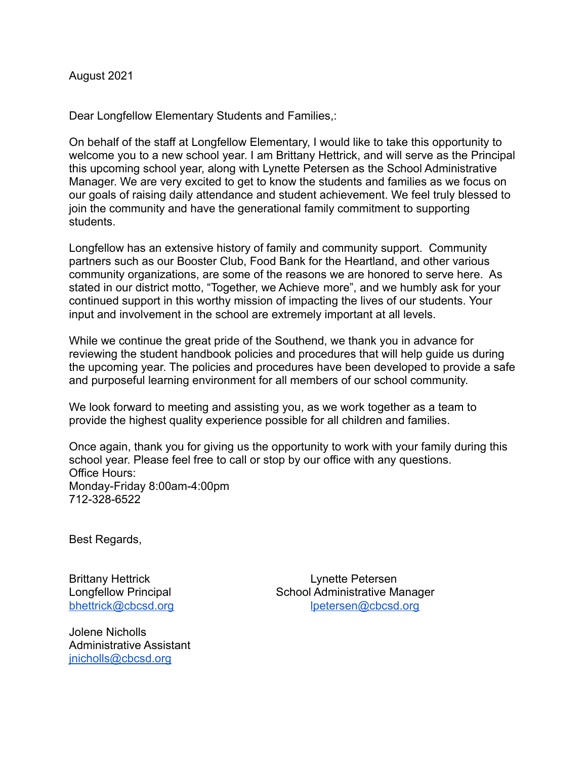August 2021

Dear Longfellow Elementary Students and Families,:

On behalf of the staff at Longfellow Elementary, I would like to take this opportunity to welcome you to a new school year. I am Brittany Hettrick, and will serve as the Principal this upcoming school year, along with Lynette Petersen as the School Administrative Manager. We are very excited to get to know the students and families as we focus on our goals of raising daily attendance and student achievement. We feel truly blessed to join the community and have the generational family commitment to supporting students.

Longfellow has an extensive history of family and community support. Community partners such as our Booster Club, Food Bank for the Heartland, and other various community organizations, are some of the reasons we are honored to serve here. As stated in our district motto, "Together, we Achieve more", and we humbly ask for your continued support in this worthy mission of impacting the lives of our students. Your input and involvement in the school are extremely important at all levels.

While we continue the great pride of the Southend, we thank you in advance for reviewing the student handbook policies and procedures that will help guide us during the upcoming year. The policies and procedures have been developed to provide a safe and purposeful learning environment for all members of our school community.

We look forward to meeting and assisting you, as we work together as a team to provide the highest quality experience possible for all children and families.

Once again, thank you for giving us the opportunity to work with your family during this school year. Please feel free to call or stop by our office with any questions.
Office Hours:
Monday-Friday 8:00am-4:00pm
712-328-6522

Best Regards,

Brittany Hettrick
Longfellow Principal
bhettrick@cbcsd.org

Lynette Petersen
School Administrative Manager
lpetersen@cbcsd.org

Jolene Nicholls
Administrative Assistant
jnicholls@cbcsd.org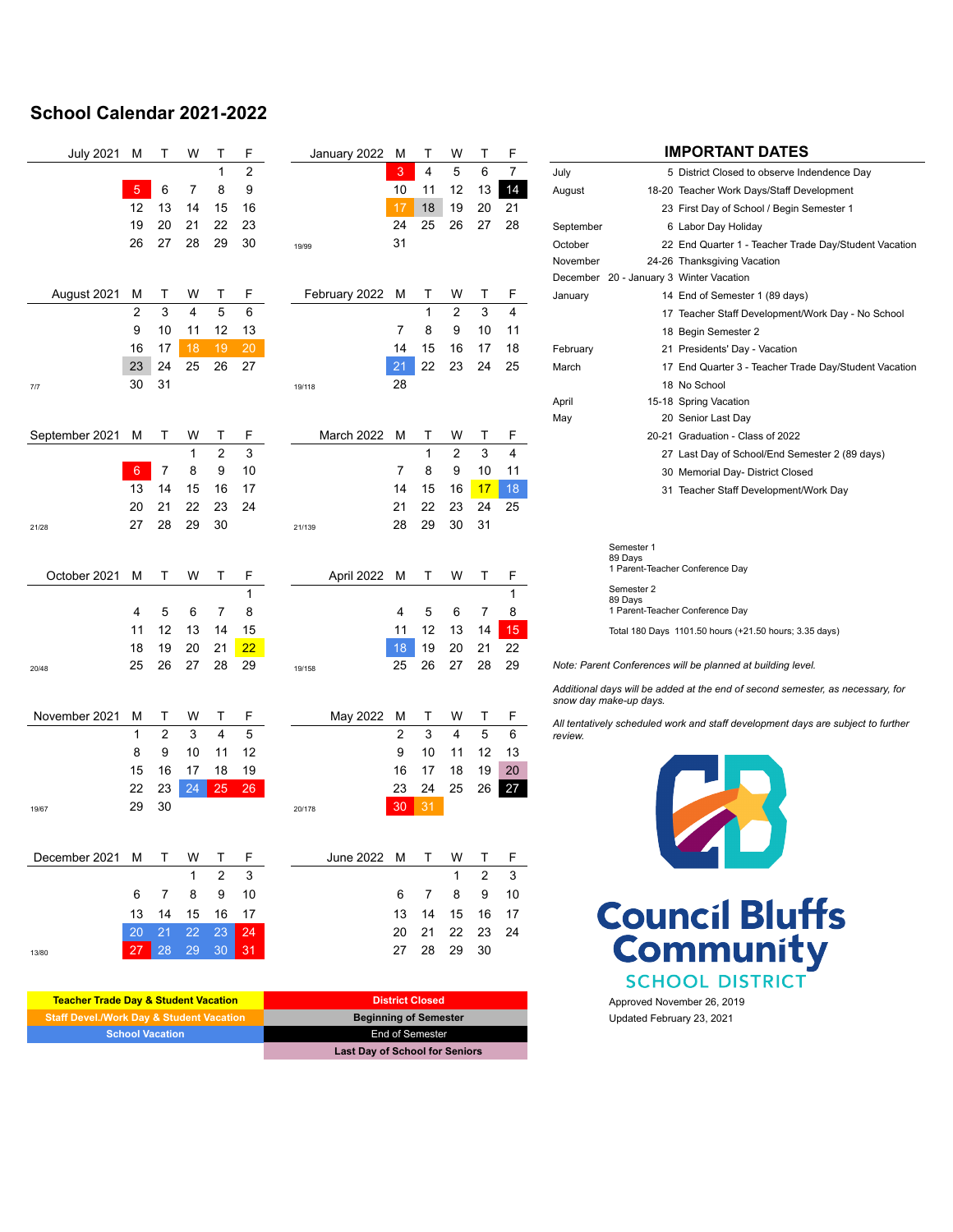# School Calendar 2021-2022

| July 2021 | M | T | W | T | F |
|---|---|---|---|---|---|
| | | | | 1 | 2 |
| | 5 | 6 | 7 | 8 | 9 |
| | 12 | 13 | 14 | 15 | 16 |
| | 19 | 20 | 21 | 22 | 23 |
| | 26 | 27 | 28 | 29 | 30 |

| August 2021 | M | T | W | T | F |
|---|---|---|---|---|---|
| | 2 | 3 | 4 | 5 | 6 |
| | 9 | 10 | 11 | 12 | 13 |
| | 16 | 17 | 18 | 19 | 20 |
| | 23 | 24 | 25 | 26 | 27 |
| 7/7 | 30 | 31 | | | |

| September 2021 | M | T | W | T | F |
|---|---|---|---|---|---|
| | | | 1 | 2 | 3 |
| | 6 | 7 | 8 | 9 | 10 |
| | 13 | 14 | 15 | 16 | 17 |
| | 20 | 21 | 22 | 23 | 24 |
| 21/28 | 27 | 28 | 29 | 30 | |

| October 2021 | M | T | W | T | F |
|---|---|---|---|---|---|
| | | | | | 1 |
| | 4 | 5 | 6 | 7 | 8 |
| | 11 | 12 | 13 | 14 | 15 |
| | 18 | 19 | 20 | 21 | 22 |
| 20/48 | 25 | 26 | 27 | 28 | 29 |

| November 2021 | M | T | W | T | F |
|---|---|---|---|---|---|
| | 1 | 2 | 3 | 4 | 5 |
| | 8 | 9 | 10 | 11 | 12 |
| | 15 | 16 | 17 | 18 | 19 |
| | 22 | 23 | 24 | 25 | 26 |
| 19/67 | 29 | 30 | | | |

| December 2021 | M | T | W | T | F |
|---|---|---|---|---|---|
| | | | 1 | 2 | 3 |
| | 6 | 7 | 8 | 9 | 10 |
| | 13 | 14 | 15 | 16 | 17 |
| | 20 | 21 | 22 | 23 | 24 |
| 13/80 | 27 | 28 | 29 | 30 | 31 |

| January 2022 | M | T | W | T | F |
|---|---|---|---|---|---|
| | 3 | 4 | 5 | 6 | 7 |
| | 10 | 11 | 12 | 13 | 14 |
| | 17 | 18 | 19 | 20 | 21 |
| | 24 | 25 | 26 | 27 | 28 |
| 19/99 | 31 | | | | |

| February 2022 | M | T | W | T | F |
|---|---|---|---|---|---|
| | | 1 | 2 | 3 | 4 |
| | 7 | 8 | 9 | 10 | 11 |
| | 14 | 15 | 16 | 17 | 18 |
| | 21 | 22 | 23 | 24 | 25 |
| 19/118 | 28 | | | | |

| March 2022 | M | T | W | T | F |
|---|---|---|---|---|---|
| | | 1 | 2 | 3 | 4 |
| | 7 | 8 | 9 | 10 | 11 |
| | 14 | 15 | 16 | 17 | 18 |
| | 21 | 22 | 23 | 24 | 25 |
| 21/139 | 28 | 29 | 30 | 31 | |

| April 2022 | M | T | W | T | F |
|---|---|---|---|---|---|
| | | | | | 1 |
| | 4 | 5 | 6 | 7 | 8 |
| | 11 | 12 | 13 | 14 | 15 |
| | 18 | 19 | 20 | 21 | 22 |
| 19/158 | 25 | 26 | 27 | 28 | 29 |

| May 2022 | M | T | W | T | F |
|---|---|---|---|---|---|
| | 2 | 3 | 4 | 5 | 6 |
| | 9 | 10 | 11 | 12 | 13 |
| | 16 | 17 | 18 | 19 | 20 |
| | 23 | 24 | 25 | 26 | 27 |
| 20/178 | 30 | 31 | | | |

| June 2022 | M | T | W | T | F |
|---|---|---|---|---|---|
| | | | 1 | 2 | 3 |
| | 6 | 7 | 8 | 9 | 10 |
| | 13 | 14 | 15 | 16 | 17 |
| | 20 | 21 | 22 | 23 | 24 |
| | 27 | 28 | 29 | 30 | |

**Legend:**
- Teacher Trade Day & Student Vacation
- Staff Devel./Work Day & Student Vacation
- School Vacation
- District Closed
- Beginning of Semester
- End of Semester
- Last Day of School for Seniors

## IMPORTANT DATES

| Month | Date | Event |
|---|---|---|
| July | 5 | District Closed to observe Indendence Day |
| August | 18-20 | Teacher Work Days/Staff Development |
| | 23 | First Day of School / Begin Semester 1 |
| September | 6 | Labor Day Holiday |
| October | 22 | End Quarter 1 - Teacher Trade Day/Student Vacation |
| November | 24-26 | Thanksgiving Vacation |
| December | 20 - January 3 | Winter Vacation |
| January | 14 | End of Semester 1 (89 days) |
| | 17 | Teacher Staff Development/Work Day - No School |
| | 18 | Begin Semester 2 |
| February | 21 | Presidents' Day - Vacation |
| March | 17 | End Quarter 3 - Teacher Trade Day/Student Vacation |
| | 18 | No School |
| April | 15-18 | Spring Vacation |
| May | 20 | Senior Last Day |
| | 20-21 | Graduation - Class of 2022 |
| | 27 | Last Day of School/End Semester 2 (89 days) |
| | 30 | Memorial Day- District Closed |
| | 31 | Teacher Staff Development/Work Day |

Semester 1
89 Days
1 Parent-Teacher Conference Day

Semester 2
89 Days
1 Parent-Teacher Conference Day

Total 180 Days 1101.50 hours (+21.50 hours; 3.35 days)

*Note: Parent Conferences will be planned at building level.*

*Additional days will be added at the end of second semester, as necessary, for snow day make-up days.*

*All tentatively scheduled work and staff development days are subject to further review.*

**Council Bluffs Community SCHOOL DISTRICT**

Approved November 26, 2019
Updated February 23, 2021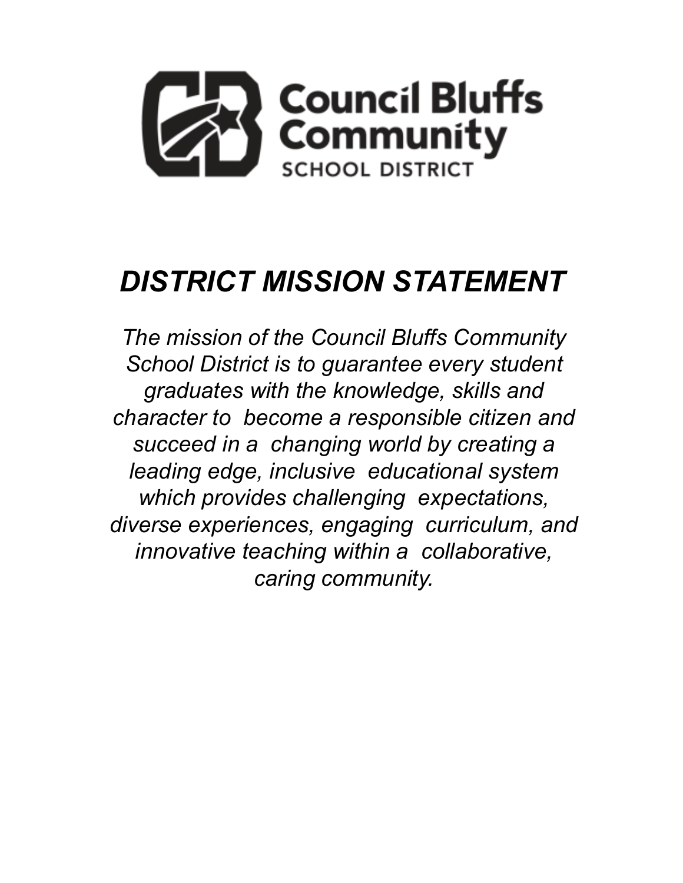Council Bluffs Community SCHOOL DISTRICT

# *DISTRICT MISSION STATEMENT*

*The mission of the Council Bluffs Community School District is to guarantee every student graduates with the knowledge, skills and character to become a responsible citizen and succeed in a changing world by creating a leading edge, inclusive educational system which provides challenging expectations, diverse experiences, engaging curriculum, and innovative teaching within a collaborative, caring community.*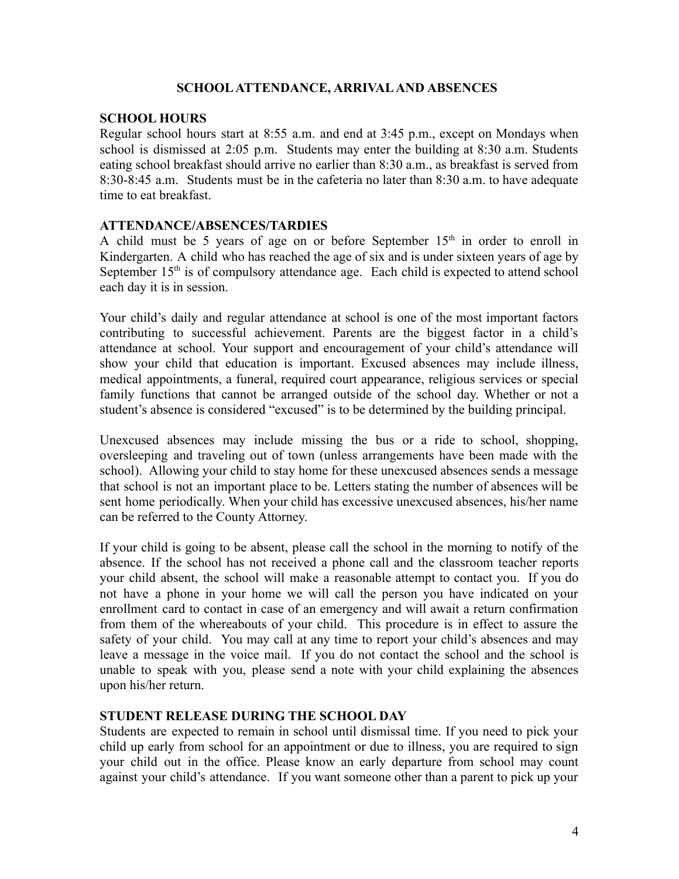# SCHOOL ATTENDANCE, ARRIVAL AND ABSENCES

## SCHOOL HOURS

Regular school hours start at 8:55 a.m. and end at 3:45 p.m., except on Mondays when school is dismissed at 2:05 p.m. Students may enter the building at 8:30 a.m. Students eating school breakfast should arrive no earlier than 8:30 a.m., as breakfast is served from 8:30-8:45 a.m. Students must be in the cafeteria no later than 8:30 a.m. to have adequate time to eat breakfast.

## ATTENDANCE/ABSENCES/TARDIES

A child must be 5 years of age on or before September 15th in order to enroll in Kindergarten. A child who has reached the age of six and is under sixteen years of age by September 15th is of compulsory attendance age. Each child is expected to attend school each day it is in session.

Your child's daily and regular attendance at school is one of the most important factors contributing to successful achievement. Parents are the biggest factor in a child's attendance at school. Your support and encouragement of your child's attendance will show your child that education is important. Excused absences may include illness, medical appointments, a funeral, required court appearance, religious services or special family functions that cannot be arranged outside of the school day. Whether or not a student's absence is considered "excused" is to be determined by the building principal.

Unexcused absences may include missing the bus or a ride to school, shopping, oversleeping and traveling out of town (unless arrangements have been made with the school). Allowing your child to stay home for these unexcused absences sends a message that school is not an important place to be. Letters stating the number of absences will be sent home periodically. When your child has excessive unexcused absences, his/her name can be referred to the County Attorney.

If your child is going to be absent, please call the school in the morning to notify of the absence. If the school has not received a phone call and the classroom teacher reports your child absent, the school will make a reasonable attempt to contact you. If you do not have a phone in your home we will call the person you have indicated on your enrollment card to contact in case of an emergency and will await a return confirmation from them of the whereabouts of your child. This procedure is in effect to assure the safety of your child. You may call at any time to report your child's absences and may leave a message in the voice mail. If you do not contact the school and the school is unable to speak with you, please send a note with your child explaining the absences upon his/her return.

## STUDENT RELEASE DURING THE SCHOOL DAY

Students are expected to remain in school until dismissal time. If you need to pick your child up early from school for an appointment or due to illness, you are required to sign your child out in the office. Please know an early departure from school may count against your child's attendance. If you want someone other than a parent to pick up your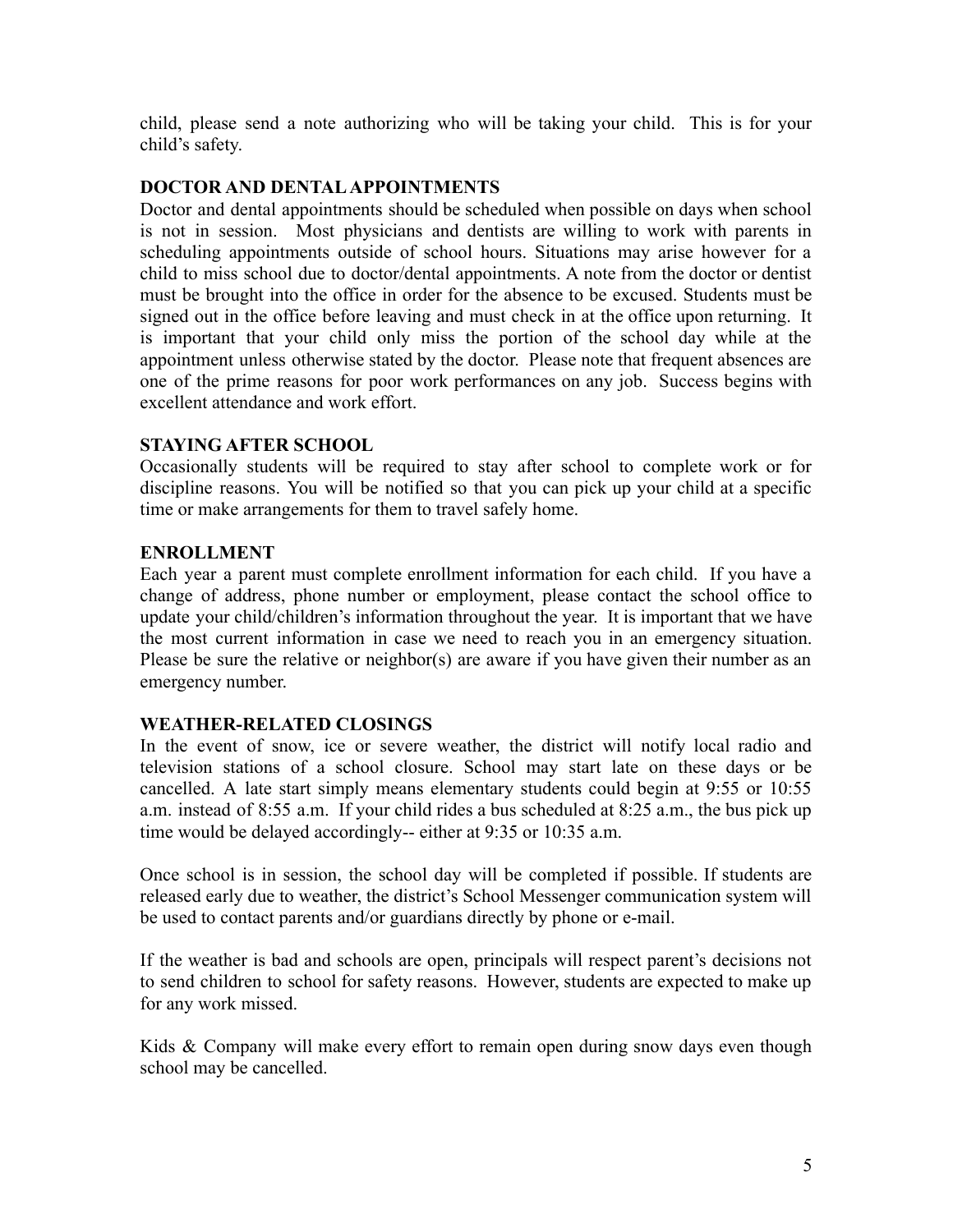child, please send a note authorizing who will be taking your child. This is for your child's safety.

## DOCTOR AND DENTAL APPOINTMENTS

Doctor and dental appointments should be scheduled when possible on days when school is not in session. Most physicians and dentists are willing to work with parents in scheduling appointments outside of school hours. Situations may arise however for a child to miss school due to doctor/dental appointments. A note from the doctor or dentist must be brought into the office in order for the absence to be excused. Students must be signed out in the office before leaving and must check in at the office upon returning. It is important that your child only miss the portion of the school day while at the appointment unless otherwise stated by the doctor. Please note that frequent absences are one of the prime reasons for poor work performances on any job. Success begins with excellent attendance and work effort.

## STAYING AFTER SCHOOL

Occasionally students will be required to stay after school to complete work or for discipline reasons. You will be notified so that you can pick up your child at a specific time or make arrangements for them to travel safely home.

## ENROLLMENT

Each year a parent must complete enrollment information for each child. If you have a change of address, phone number or employment, please contact the school office to update your child/children's information throughout the year. It is important that we have the most current information in case we need to reach you in an emergency situation. Please be sure the relative or neighbor(s) are aware if you have given their number as an emergency number.

## WEATHER-RELATED CLOSINGS

In the event of snow, ice or severe weather, the district will notify local radio and television stations of a school closure. School may start late on these days or be cancelled. A late start simply means elementary students could begin at 9:55 or 10:55 a.m. instead of 8:55 a.m. If your child rides a bus scheduled at 8:25 a.m., the bus pick up time would be delayed accordingly-- either at 9:35 or 10:35 a.m.

Once school is in session, the school day will be completed if possible. If students are released early due to weather, the district's School Messenger communication system will be used to contact parents and/or guardians directly by phone or e-mail.

If the weather is bad and schools are open, principals will respect parent's decisions not to send children to school for safety reasons. However, students are expected to make up for any work missed.

Kids & Company will make every effort to remain open during snow days even though school may be cancelled.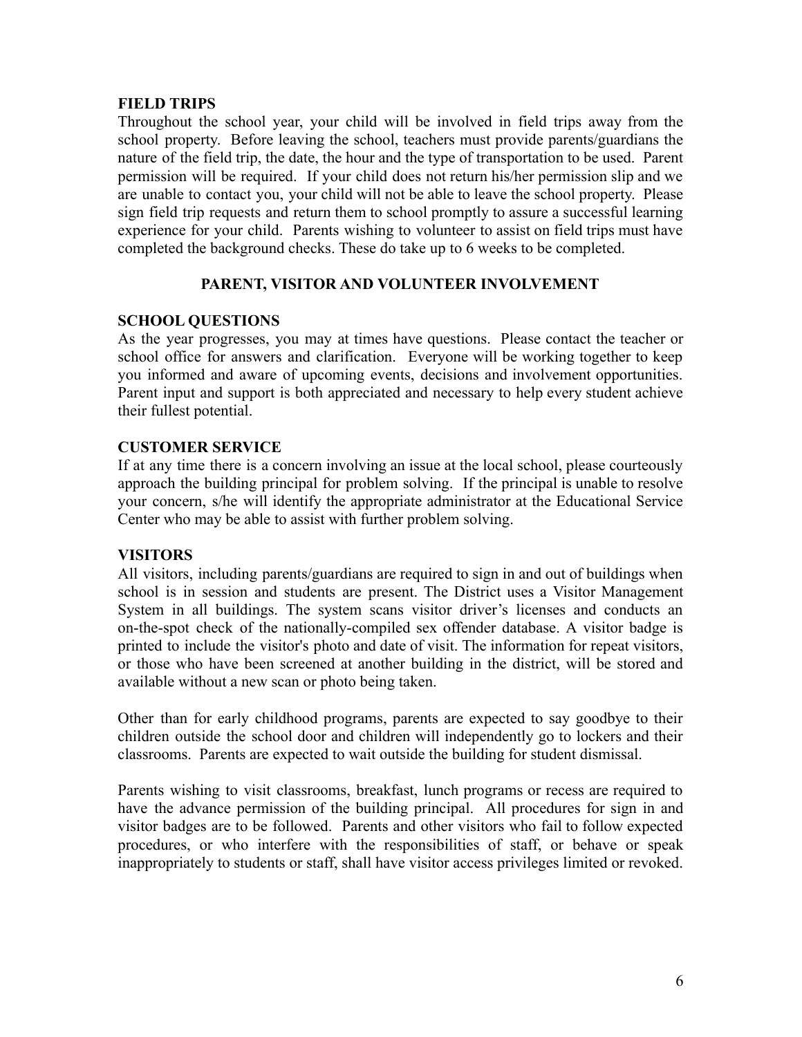### FIELD TRIPS

Throughout the school year, your child will be involved in field trips away from the school property. Before leaving the school, teachers must provide parents/guardians the nature of the field trip, the date, the hour and the type of transportation to be used. Parent permission will be required. If your child does not return his/her permission slip and we are unable to contact you, your child will not be able to leave the school property. Please sign field trip requests and return them to school promptly to assure a successful learning experience for your child. Parents wishing to volunteer to assist on field trips must have completed the background checks. These do take up to 6 weeks to be completed.

## PARENT, VISITOR AND VOLUNTEER INVOLVEMENT

### SCHOOL QUESTIONS

As the year progresses, you may at times have questions. Please contact the teacher or school office for answers and clarification. Everyone will be working together to keep you informed and aware of upcoming events, decisions and involvement opportunities. Parent input and support is both appreciated and necessary to help every student achieve their fullest potential.

### CUSTOMER SERVICE

If at any time there is a concern involving an issue at the local school, please courteously approach the building principal for problem solving. If the principal is unable to resolve your concern, s/he will identify the appropriate administrator at the Educational Service Center who may be able to assist with further problem solving.

### VISITORS

All visitors, including parents/guardians are required to sign in and out of buildings when school is in session and students are present. The District uses a Visitor Management System in all buildings. The system scans visitor driver's licenses and conducts an on-the-spot check of the nationally-compiled sex offender database. A visitor badge is printed to include the visitor's photo and date of visit. The information for repeat visitors, or those who have been screened at another building in the district, will be stored and available without a new scan or photo being taken.

Other than for early childhood programs, parents are expected to say goodbye to their children outside the school door and children will independently go to lockers and their classrooms. Parents are expected to wait outside the building for student dismissal.

Parents wishing to visit classrooms, breakfast, lunch programs or recess are required to have the advance permission of the building principal. All procedures for sign in and visitor badges are to be followed. Parents and other visitors who fail to follow expected procedures, or who interfere with the responsibilities of staff, or behave or speak inappropriately to students or staff, shall have visitor access privileges limited or revoked.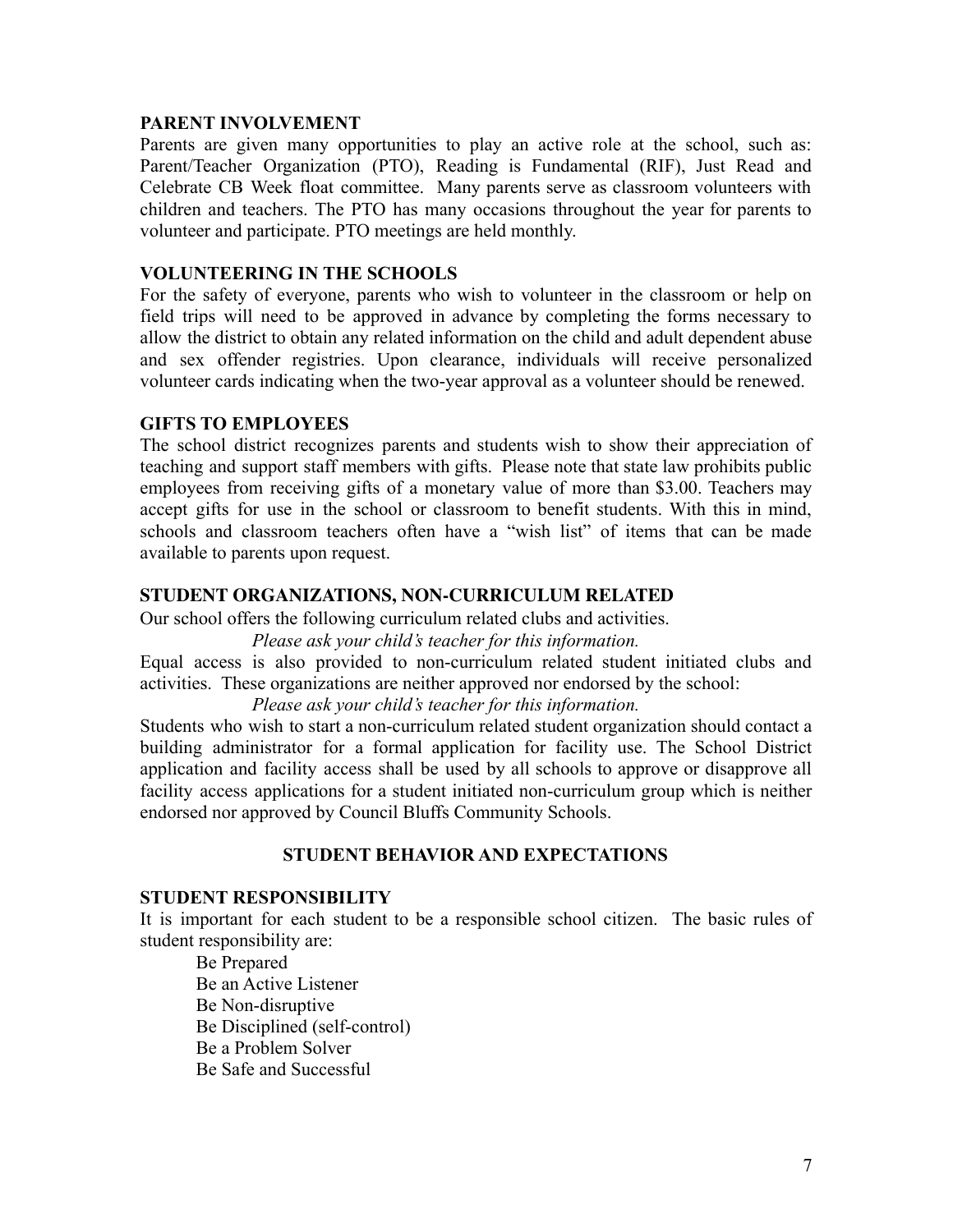**PARENT INVOLVEMENT**

Parents are given many opportunities to play an active role at the school, such as: Parent/Teacher Organization (PTO), Reading is Fundamental (RIF), Just Read and Celebrate CB Week float committee. Many parents serve as classroom volunteers with children and teachers. The PTO has many occasions throughout the year for parents to volunteer and participate. PTO meetings are held monthly.

**VOLUNTEERING IN THE SCHOOLS**

For the safety of everyone, parents who wish to volunteer in the classroom or help on field trips will need to be approved in advance by completing the forms necessary to allow the district to obtain any related information on the child and adult dependent abuse and sex offender registries. Upon clearance, individuals will receive personalized volunteer cards indicating when the two-year approval as a volunteer should be renewed.

**GIFTS TO EMPLOYEES**

The school district recognizes parents and students wish to show their appreciation of teaching and support staff members with gifts. Please note that state law prohibits public employees from receiving gifts of a monetary value of more than $3.00. Teachers may accept gifts for use in the school or classroom to benefit students. With this in mind, schools and classroom teachers often have a "wish list" of items that can be made available to parents upon request.

**STUDENT ORGANIZATIONS, NON-CURRICULUM RELATED**

Our school offers the following curriculum related clubs and activities.

*Please ask your child's teacher for this information.*

Equal access is also provided to non-curriculum related student initiated clubs and activities. These organizations are neither approved nor endorsed by the school:

*Please ask your child's teacher for this information.*

Students who wish to start a non-curriculum related student organization should contact a building administrator for a formal application for facility use. The School District application and facility access shall be used by all schools to approve or disapprove all facility access applications for a student initiated non-curriculum group which is neither endorsed nor approved by Council Bluffs Community Schools.

## STUDENT BEHAVIOR AND EXPECTATIONS

**STUDENT RESPONSIBILITY**

It is important for each student to be a responsible school citizen. The basic rules of student responsibility are:

- Be Prepared
- Be an Active Listener
- Be Non-disruptive
- Be Disciplined (self-control)
- Be a Problem Solver
- Be Safe and Successful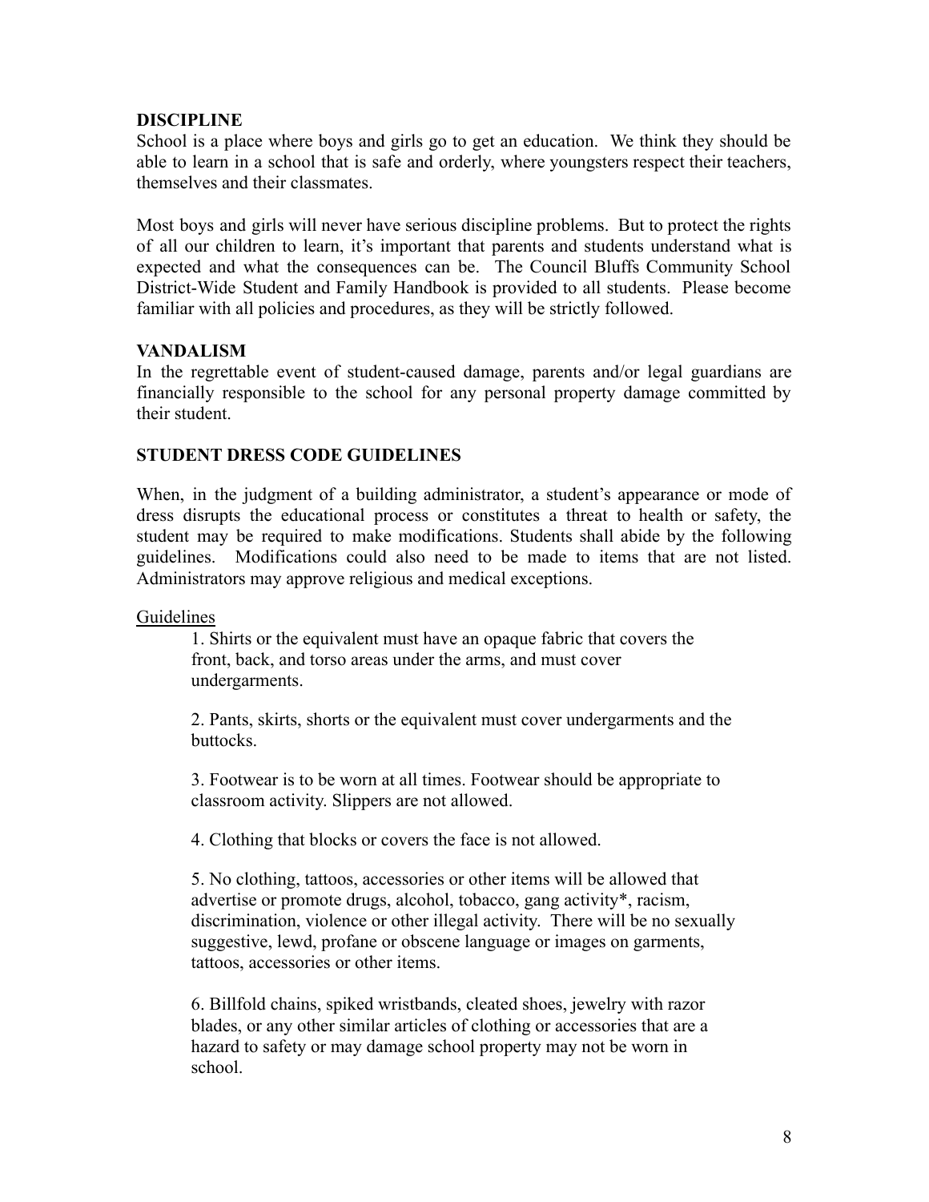## DISCIPLINE

School is a place where boys and girls go to get an education. We think they should be able to learn in a school that is safe and orderly, where youngsters respect their teachers, themselves and their classmates.

Most boys and girls will never have serious discipline problems. But to protect the rights of all our children to learn, it's important that parents and students understand what is expected and what the consequences can be. The Council Bluffs Community School District-Wide Student and Family Handbook is provided to all students. Please become familiar with all policies and procedures, as they will be strictly followed.

## VANDALISM

In the regrettable event of student-caused damage, parents and/or legal guardians are financially responsible to the school for any personal property damage committed by their student.

## STUDENT DRESS CODE GUIDELINES

When, in the judgment of a building administrator, a student's appearance or mode of dress disrupts the educational process or constitutes a threat to health or safety, the student may be required to make modifications. Students shall abide by the following guidelines. Modifications could also need to be made to items that are not listed. Administrators may approve religious and medical exceptions.

<u>Guidelines</u>

1. Shirts or the equivalent must have an opaque fabric that covers the front, back, and torso areas under the arms, and must cover undergarments.

2. Pants, skirts, shorts or the equivalent must cover undergarments and the buttocks.

3. Footwear is to be worn at all times. Footwear should be appropriate to classroom activity. Slippers are not allowed.

4. Clothing that blocks or covers the face is not allowed.

5. No clothing, tattoos, accessories or other items will be allowed that advertise or promote drugs, alcohol, tobacco, gang activity*, racism, discrimination, violence or other illegal activity. There will be no sexually suggestive, lewd, profane or obscene language or images on garments, tattoos, accessories or other items.

6. Billfold chains, spiked wristbands, cleated shoes, jewelry with razor blades, or any other similar articles of clothing or accessories that are a hazard to safety or may damage school property may not be worn in school.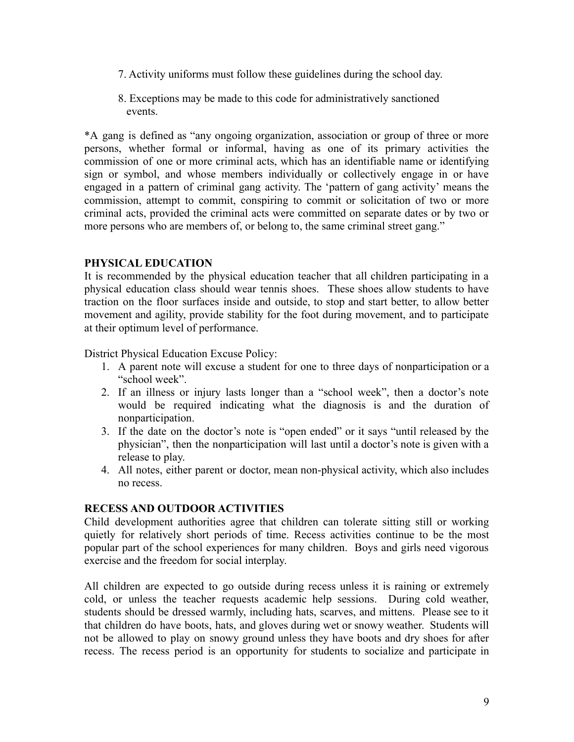7. Activity uniforms must follow these guidelines during the school day.

8. Exceptions may be made to this code for administratively sanctioned events.

*A gang is defined as "any ongoing organization, association or group of three or more persons, whether formal or informal, having as one of its primary activities the commission of one or more criminal acts, which has an identifiable name or identifying sign or symbol, and whose members individually or collectively engage in or have engaged in a pattern of criminal gang activity. The 'pattern of gang activity' means the commission, attempt to commit, conspiring to commit or solicitation of two or more criminal acts, provided the criminal acts were committed on separate dates or by two or more persons who are members of, or belong to, the same criminal street gang."

**PHYSICAL EDUCATION**

It is recommended by the physical education teacher that all children participating in a physical education class should wear tennis shoes. These shoes allow students to have traction on the floor surfaces inside and outside, to stop and start better, to allow better movement and agility, provide stability for the foot during movement, and to participate at their optimum level of performance.

District Physical Education Excuse Policy:

1. A parent note will excuse a student for one to three days of nonparticipation or a "school week".
2. If an illness or injury lasts longer than a "school week", then a doctor's note would be required indicating what the diagnosis is and the duration of nonparticipation.
3. If the date on the doctor's note is "open ended" or it says "until released by the physician", then the nonparticipation will last until a doctor's note is given with a release to play.
4. All notes, either parent or doctor, mean non-physical activity, which also includes no recess.

**RECESS AND OUTDOOR ACTIVITIES**

Child development authorities agree that children can tolerate sitting still or working quietly for relatively short periods of time. Recess activities continue to be the most popular part of the school experiences for many children. Boys and girls need vigorous exercise and the freedom for social interplay.

All children are expected to go outside during recess unless it is raining or extremely cold, or unless the teacher requests academic help sessions. During cold weather, students should be dressed warmly, including hats, scarves, and mittens. Please see to it that children do have boots, hats, and gloves during wet or snowy weather. Students will not be allowed to play on snowy ground unless they have boots and dry shoes for after recess. The recess period is an opportunity for students to socialize and participate in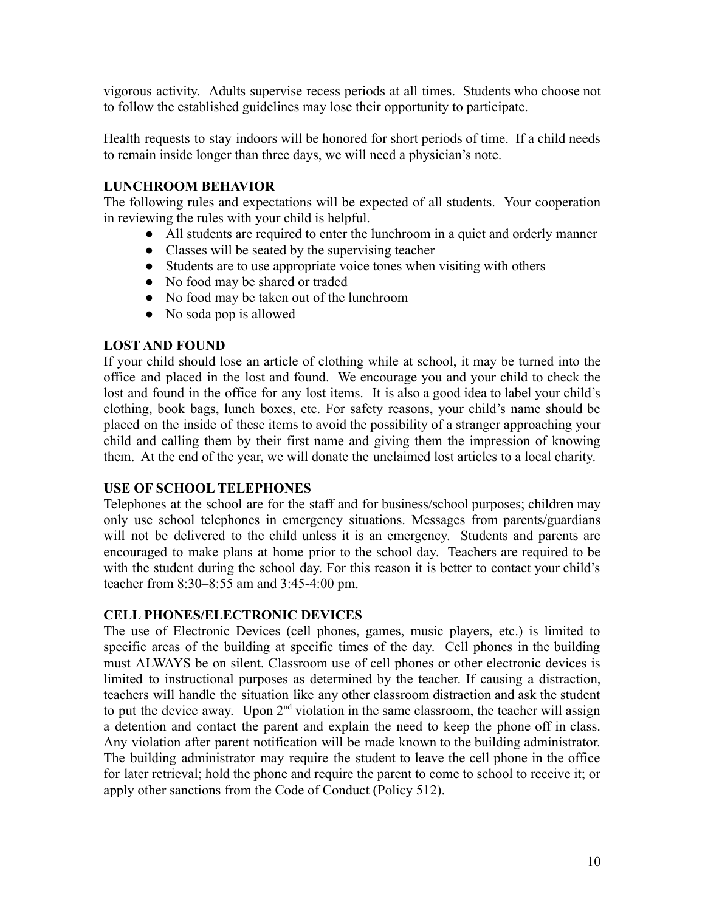vigorous activity. Adults supervise recess periods at all times. Students who choose not to follow the established guidelines may lose their opportunity to participate.

Health requests to stay indoors will be honored for short periods of time. If a child needs to remain inside longer than three days, we will need a physician's note.

**LUNCHROOM BEHAVIOR**

The following rules and expectations will be expected of all students. Your cooperation in reviewing the rules with your child is helpful.

- All students are required to enter the lunchroom in a quiet and orderly manner
- Classes will be seated by the supervising teacher
- Students are to use appropriate voice tones when visiting with others
- No food may be shared or traded
- No food may be taken out of the lunchroom
- No soda pop is allowed

**LOST AND FOUND**

If your child should lose an article of clothing while at school, it may be turned into the office and placed in the lost and found. We encourage you and your child to check the lost and found in the office for any lost items. It is also a good idea to label your child's clothing, book bags, lunch boxes, etc. For safety reasons, your child's name should be placed on the inside of these items to avoid the possibility of a stranger approaching your child and calling them by their first name and giving them the impression of knowing them. At the end of the year, we will donate the unclaimed lost articles to a local charity.

**USE OF SCHOOL TELEPHONES**

Telephones at the school are for the staff and for business/school purposes; children may only use school telephones in emergency situations. Messages from parents/guardians will not be delivered to the child unless it is an emergency. Students and parents are encouraged to make plans at home prior to the school day. Teachers are required to be with the student during the school day. For this reason it is better to contact your child's teacher from 8:30–8:55 am and 3:45-4:00 pm.

**CELL PHONES/ELECTRONIC DEVICES**

The use of Electronic Devices (cell phones, games, music players, etc.) is limited to specific areas of the building at specific times of the day. Cell phones in the building must ALWAYS be on silent. Classroom use of cell phones or other electronic devices is limited to instructional purposes as determined by the teacher. If causing a distraction, teachers will handle the situation like any other classroom distraction and ask the student to put the device away. Upon 2nd violation in the same classroom, the teacher will assign a detention and contact the parent and explain the need to keep the phone off in class. Any violation after parent notification will be made known to the building administrator. The building administrator may require the student to leave the cell phone in the office for later retrieval; hold the phone and require the parent to come to school to receive it; or apply other sanctions from the Code of Conduct (Policy 512).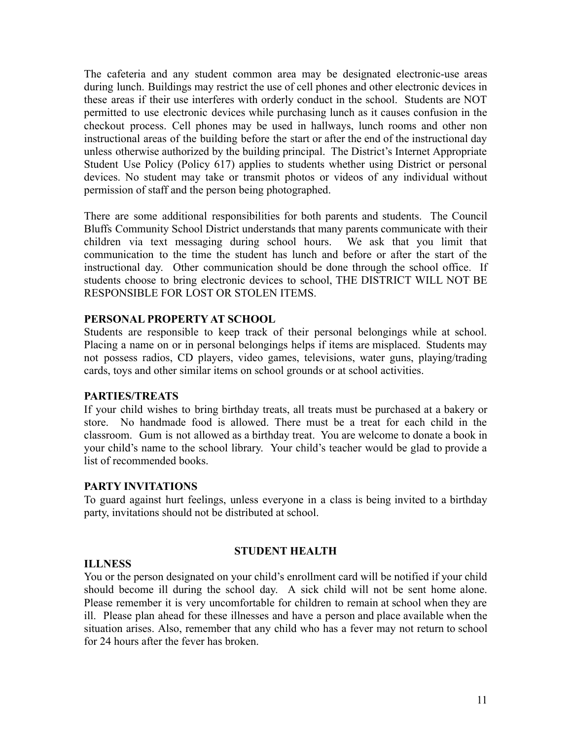The cafeteria and any student common area may be designated electronic-use areas during lunch. Buildings may restrict the use of cell phones and other electronic devices in these areas if their use interferes with orderly conduct in the school. Students are NOT permitted to use electronic devices while purchasing lunch as it causes confusion in the checkout process. Cell phones may be used in hallways, lunch rooms and other non instructional areas of the building before the start or after the end of the instructional day unless otherwise authorized by the building principal. The District's Internet Appropriate Student Use Policy (Policy 617) applies to students whether using District or personal devices. No student may take or transmit photos or videos of any individual without permission of staff and the person being photographed.

There are some additional responsibilities for both parents and students. The Council Bluffs Community School District understands that many parents communicate with their children via text messaging during school hours. We ask that you limit that communication to the time the student has lunch and before or after the start of the instructional day. Other communication should be done through the school office. If students choose to bring electronic devices to school, THE DISTRICT WILL NOT BE RESPONSIBLE FOR LOST OR STOLEN ITEMS.

**PERSONAL PROPERTY AT SCHOOL**

Students are responsible to keep track of their personal belongings while at school. Placing a name on or in personal belongings helps if items are misplaced. Students may not possess radios, CD players, video games, televisions, water guns, playing/trading cards, toys and other similar items on school grounds or at school activities.

**PARTIES/TREATS**

If your child wishes to bring birthday treats, all treats must be purchased at a bakery or store. No handmade food is allowed. There must be a treat for each child in the classroom. Gum is not allowed as a birthday treat. You are welcome to donate a book in your child's name to the school library. Your child's teacher would be glad to provide a list of recommended books.

**PARTY INVITATIONS**

To guard against hurt feelings, unless everyone in a class is being invited to a birthday party, invitations should not be distributed at school.

## STUDENT HEALTH

**ILLNESS**

You or the person designated on your child's enrollment card will be notified if your child should become ill during the school day. A sick child will not be sent home alone. Please remember it is very uncomfortable for children to remain at school when they are ill. Please plan ahead for these illnesses and have a person and place available when the situation arises. Also, remember that any child who has a fever may not return to school for 24 hours after the fever has broken.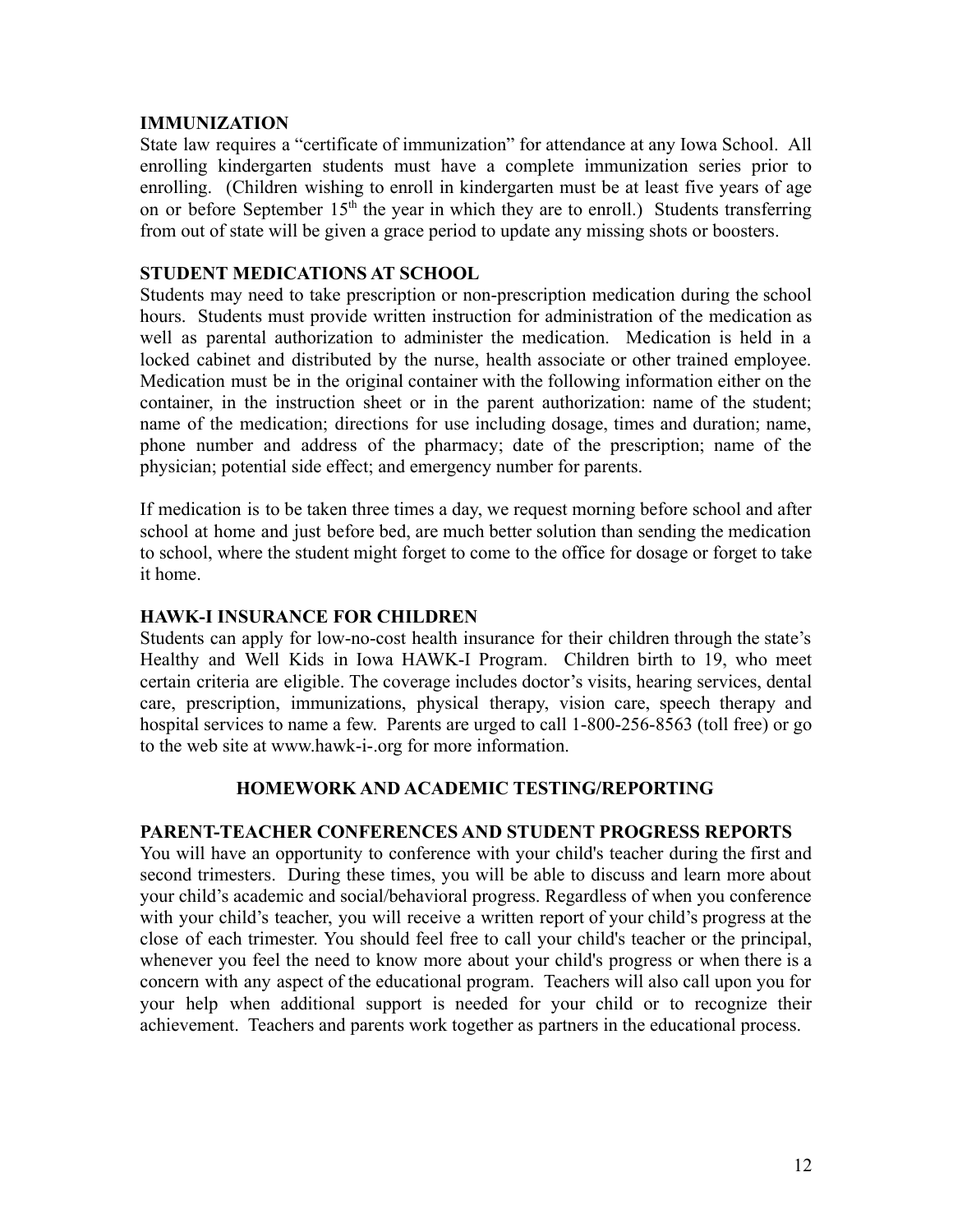**IMMUNIZATION**

State law requires a "certificate of immunization" for attendance at any Iowa School. All enrolling kindergarten students must have a complete immunization series prior to enrolling. (Children wishing to enroll in kindergarten must be at least five years of age on or before September 15th the year in which they are to enroll.) Students transferring from out of state will be given a grace period to update any missing shots or boosters.

**STUDENT MEDICATIONS AT SCHOOL**

Students may need to take prescription or non-prescription medication during the school hours. Students must provide written instruction for administration of the medication as well as parental authorization to administer the medication. Medication is held in a locked cabinet and distributed by the nurse, health associate or other trained employee. Medication must be in the original container with the following information either on the container, in the instruction sheet or in the parent authorization: name of the student; name of the medication; directions for use including dosage, times and duration; name, phone number and address of the pharmacy; date of the prescription; name of the physician; potential side effect; and emergency number for parents.

If medication is to be taken three times a day, we request morning before school and after school at home and just before bed, are much better solution than sending the medication to school, where the student might forget to come to the office for dosage or forget to take it home.

**HAWK-I INSURANCE FOR CHILDREN**

Students can apply for low-no-cost health insurance for their children through the state's Healthy and Well Kids in Iowa HAWK-I Program. Children birth to 19, who meet certain criteria are eligible. The coverage includes doctor's visits, hearing services, dental care, prescription, immunizations, physical therapy, vision care, speech therapy and hospital services to name a few. Parents are urged to call 1-800-256-8563 (toll free) or go to the web site at www.hawk-i-.org for more information.

## HOMEWORK AND ACADEMIC TESTING/REPORTING

**PARENT-TEACHER CONFERENCES AND STUDENT PROGRESS REPORTS**

You will have an opportunity to conference with your child's teacher during the first and second trimesters. During these times, you will be able to discuss and learn more about your child's academic and social/behavioral progress. Regardless of when you conference with your child's teacher, you will receive a written report of your child's progress at the close of each trimester. You should feel free to call your child's teacher or the principal, whenever you feel the need to know more about your child's progress or when there is a concern with any aspect of the educational program. Teachers will also call upon you for your help when additional support is needed for your child or to recognize their achievement. Teachers and parents work together as partners in the educational process.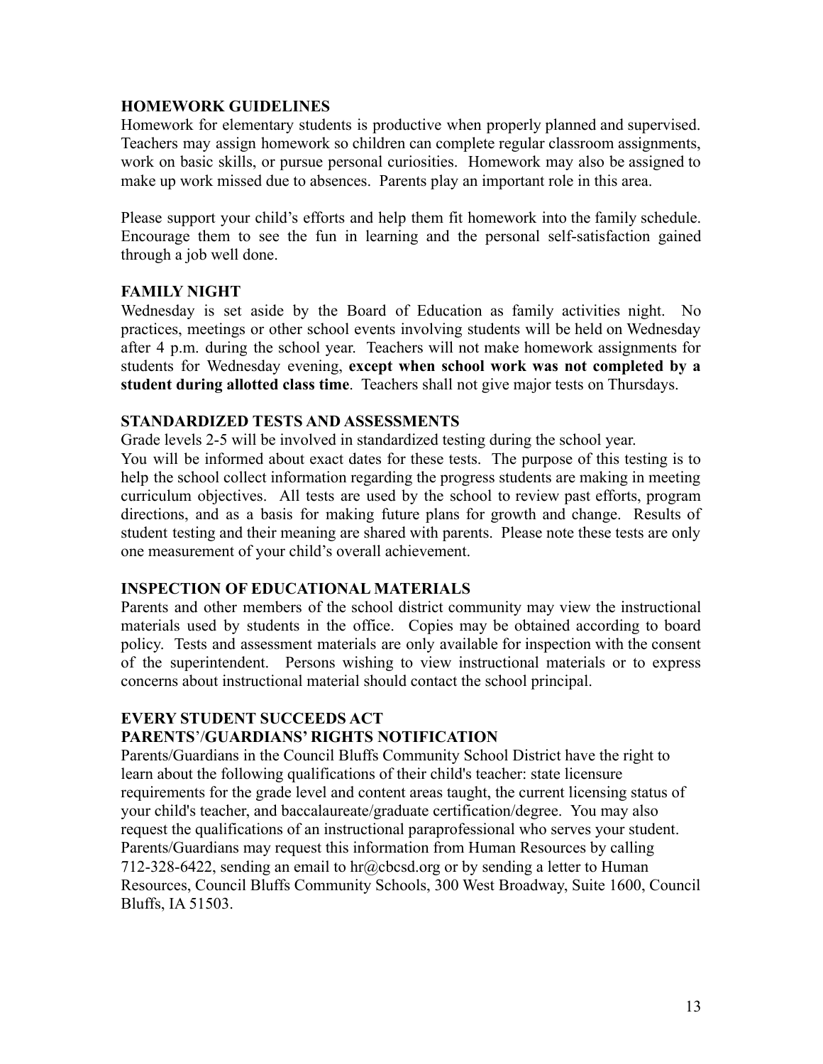## HOMEWORK GUIDELINES

Homework for elementary students is productive when properly planned and supervised. Teachers may assign homework so children can complete regular classroom assignments, work on basic skills, or pursue personal curiosities. Homework may also be assigned to make up work missed due to absences. Parents play an important role in this area.

Please support your child's efforts and help them fit homework into the family schedule. Encourage them to see the fun in learning and the personal self-satisfaction gained through a job well done.

## FAMILY NIGHT

Wednesday is set aside by the Board of Education as family activities night. No practices, meetings or other school events involving students will be held on Wednesday after 4 p.m. during the school year. Teachers will not make homework assignments for students for Wednesday evening, **except when school work was not completed by a student during allotted class time**. Teachers shall not give major tests on Thursdays.

## STANDARDIZED TESTS AND ASSESSMENTS

Grade levels 2-5 will be involved in standardized testing during the school year.
You will be informed about exact dates for these tests. The purpose of this testing is to help the school collect information regarding the progress students are making in meeting curriculum objectives. All tests are used by the school to review past efforts, program directions, and as a basis for making future plans for growth and change. Results of student testing and their meaning are shared with parents. Please note these tests are only one measurement of your child's overall achievement.

## INSPECTION OF EDUCATIONAL MATERIALS

Parents and other members of the school district community may view the instructional materials used by students in the office. Copies may be obtained according to board policy. Tests and assessment materials are only available for inspection with the consent of the superintendent. Persons wishing to view instructional materials or to express concerns about instructional material should contact the school principal.

## EVERY STUDENT SUCCEEDS ACT
## PARENTS'/GUARDIANS' RIGHTS NOTIFICATION

Parents/Guardians in the Council Bluffs Community School District have the right to learn about the following qualifications of their child's teacher: state licensure requirements for the grade level and content areas taught, the current licensing status of your child's teacher, and baccalaureate/graduate certification/degree. You may also request the qualifications of an instructional paraprofessional who serves your student. Parents/Guardians may request this information from Human Resources by calling 712-328-6422, sending an email to hr@cbcsd.org or by sending a letter to Human Resources, Council Bluffs Community Schools, 300 West Broadway, Suite 1600, Council Bluffs, IA 51503.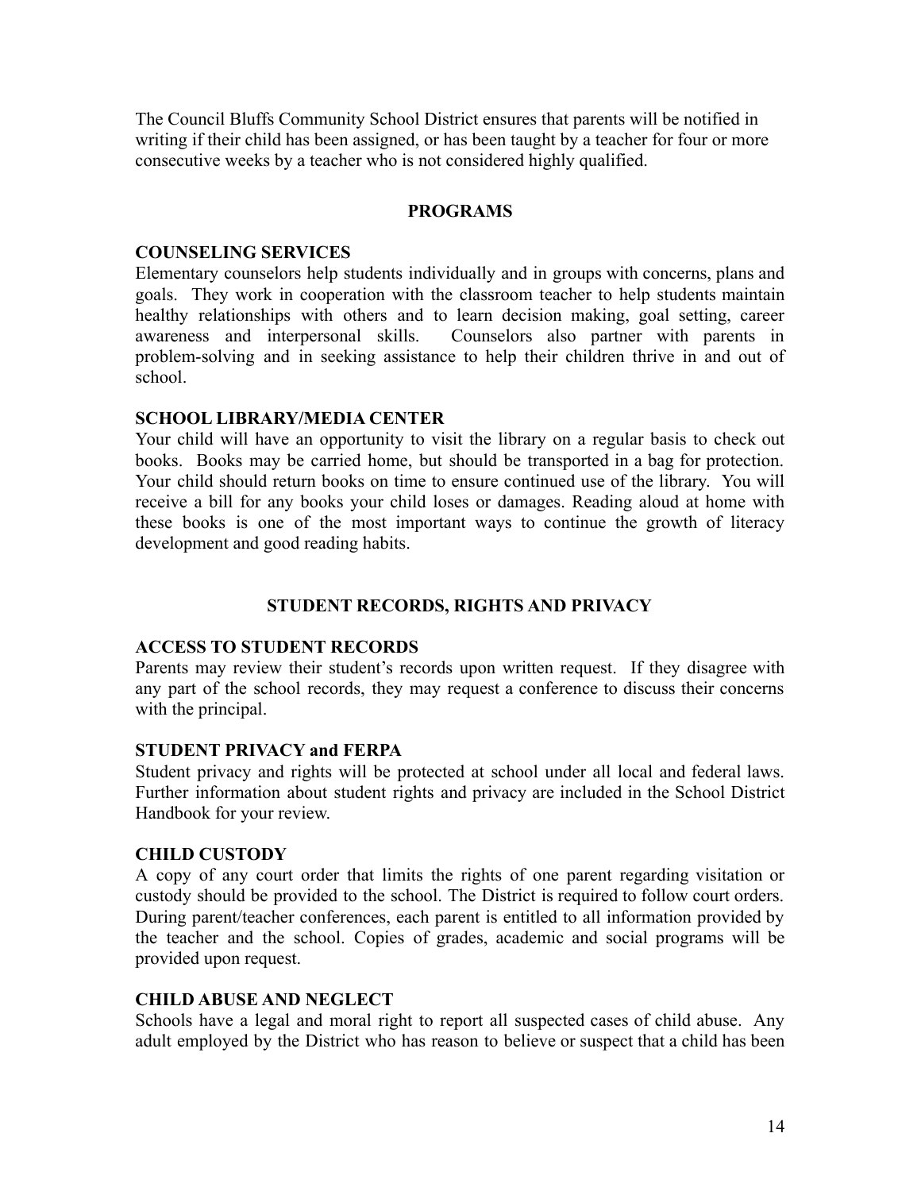The Council Bluffs Community School District ensures that parents will be notified in writing if their child has been assigned, or has been taught by a teacher for four or more consecutive weeks by a teacher who is not considered highly qualified.

## PROGRAMS

### COUNSELING SERVICES

Elementary counselors help students individually and in groups with concerns, plans and goals. They work in cooperation with the classroom teacher to help students maintain healthy relationships with others and to learn decision making, goal setting, career awareness and interpersonal skills. Counselors also partner with parents in problem-solving and in seeking assistance to help their children thrive in and out of school.

### SCHOOL LIBRARY/MEDIA CENTER

Your child will have an opportunity to visit the library on a regular basis to check out books. Books may be carried home, but should be transported in a bag for protection. Your child should return books on time to ensure continued use of the library. You will receive a bill for any books your child loses or damages. Reading aloud at home with these books is one of the most important ways to continue the growth of literacy development and good reading habits.

## STUDENT RECORDS, RIGHTS AND PRIVACY

### ACCESS TO STUDENT RECORDS

Parents may review their student's records upon written request. If they disagree with any part of the school records, they may request a conference to discuss their concerns with the principal.

### STUDENT PRIVACY and FERPA

Student privacy and rights will be protected at school under all local and federal laws. Further information about student rights and privacy are included in the School District Handbook for your review.

### CHILD CUSTODY

A copy of any court order that limits the rights of one parent regarding visitation or custody should be provided to the school. The District is required to follow court orders. During parent/teacher conferences, each parent is entitled to all information provided by the teacher and the school. Copies of grades, academic and social programs will be provided upon request.

### CHILD ABUSE AND NEGLECT

Schools have a legal and moral right to report all suspected cases of child abuse. Any adult employed by the District who has reason to believe or suspect that a child has been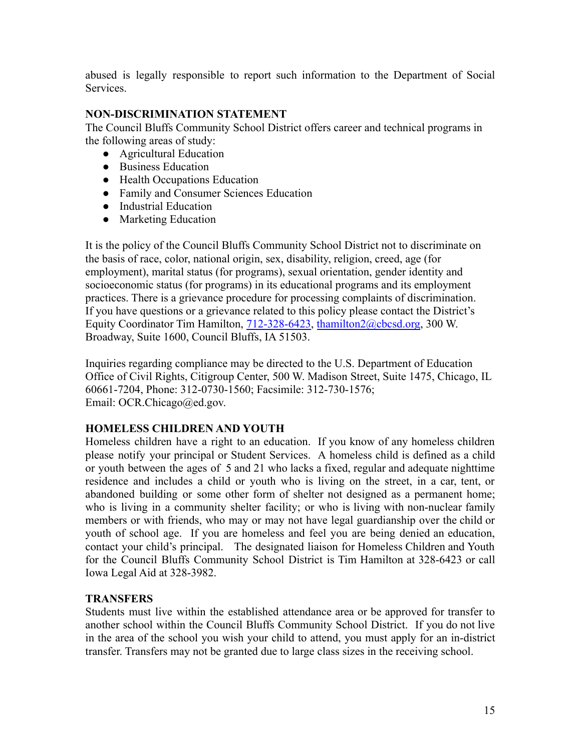abused is legally responsible to report such information to the Department of Social Services.

**NON-DISCRIMINATION STATEMENT**

The Council Bluffs Community School District offers career and technical programs in the following areas of study:

- Agricultural Education
- Business Education
- Health Occupations Education
- Family and Consumer Sciences Education
- Industrial Education
- Marketing Education

It is the policy of the Council Bluffs Community School District not to discriminate on the basis of race, color, national origin, sex, disability, religion, creed, age (for employment), marital status (for programs), sexual orientation, gender identity and socioeconomic status (for programs) in its educational programs and its employment practices. There is a grievance procedure for processing complaints of discrimination. If you have questions or a grievance related to this policy please contact the District's Equity Coordinator Tim Hamilton, 712-328-6423, thamilton2@cbcsd.org, 300 W. Broadway, Suite 1600, Council Bluffs, IA 51503.

Inquiries regarding compliance may be directed to the U.S. Department of Education Office of Civil Rights, Citigroup Center, 500 W. Madison Street, Suite 1475, Chicago, IL 60661-7204, Phone: 312-0730-1560; Facsimile: 312-730-1576; Email: OCR.Chicago@ed.gov.

**HOMELESS CHILDREN AND YOUTH**

Homeless children have a right to an education. If you know of any homeless children please notify your principal or Student Services. A homeless child is defined as a child or youth between the ages of 5 and 21 who lacks a fixed, regular and adequate nighttime residence and includes a child or youth who is living on the street, in a car, tent, or abandoned building or some other form of shelter not designed as a permanent home; who is living in a community shelter facility; or who is living with non-nuclear family members or with friends, who may or may not have legal guardianship over the child or youth of school age. If you are homeless and feel you are being denied an education, contact your child's principal. The designated liaison for Homeless Children and Youth for the Council Bluffs Community School District is Tim Hamilton at 328-6423 or call Iowa Legal Aid at 328-3982.

**TRANSFERS**

Students must live within the established attendance area or be approved for transfer to another school within the Council Bluffs Community School District. If you do not live in the area of the school you wish your child to attend, you must apply for an in-district transfer. Transfers may not be granted due to large class sizes in the receiving school.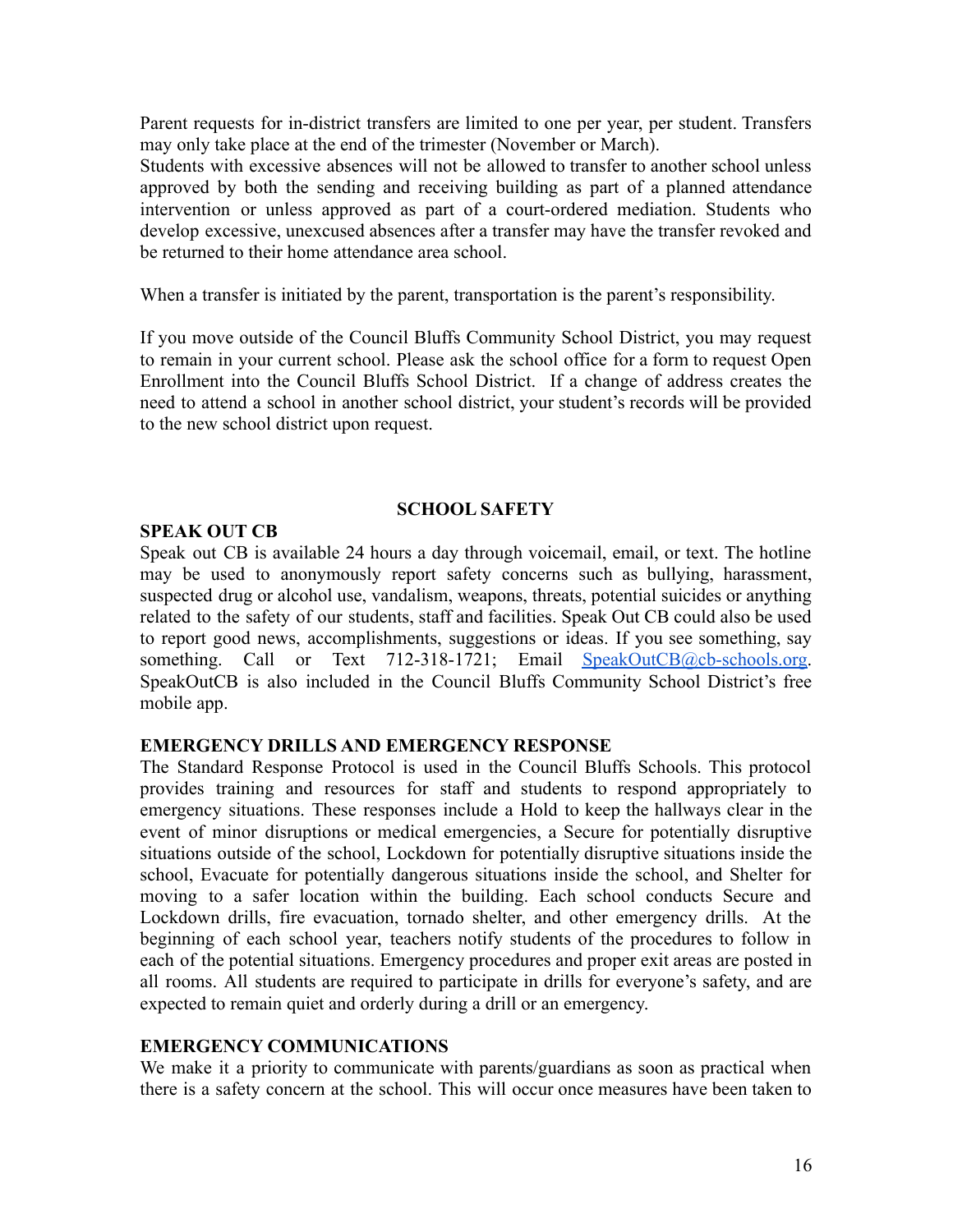Parent requests for in-district transfers are limited to one per year, per student. Transfers may only take place at the end of the trimester (November or March).
Students with excessive absences will not be allowed to transfer to another school unless approved by both the sending and receiving building as part of a planned attendance intervention or unless approved as part of a court-ordered mediation. Students who develop excessive, unexcused absences after a transfer may have the transfer revoked and be returned to their home attendance area school.

When a transfer is initiated by the parent, transportation is the parent's responsibility.

If you move outside of the Council Bluffs Community School District, you may request to remain in your current school. Please ask the school office for a form to request Open Enrollment into the Council Bluffs School District. If a change of address creates the need to attend a school in another school district, your student's records will be provided to the new school district upon request.

## SCHOOL SAFETY

### SPEAK OUT CB

Speak out CB is available 24 hours a day through voicemail, email, or text. The hotline may be used to anonymously report safety concerns such as bullying, harassment, suspected drug or alcohol use, vandalism, weapons, threats, potential suicides or anything related to the safety of our students, staff and facilities. Speak Out CB could also be used to report good news, accomplishments, suggestions or ideas. If you see something, say something. Call or Text 712-318-1721; Email SpeakOutCB@cb-schools.org. SpeakOutCB is also included in the Council Bluffs Community School District's free mobile app.

### EMERGENCY DRILLS AND EMERGENCY RESPONSE

The Standard Response Protocol is used in the Council Bluffs Schools. This protocol provides training and resources for staff and students to respond appropriately to emergency situations. These responses include a Hold to keep the hallways clear in the event of minor disruptions or medical emergencies, a Secure for potentially disruptive situations outside of the school, Lockdown for potentially disruptive situations inside the school, Evacuate for potentially dangerous situations inside the school, and Shelter for moving to a safer location within the building. Each school conducts Secure and Lockdown drills, fire evacuation, tornado shelter, and other emergency drills. At the beginning of each school year, teachers notify students of the procedures to follow in each of the potential situations. Emergency procedures and proper exit areas are posted in all rooms. All students are required to participate in drills for everyone's safety, and are expected to remain quiet and orderly during a drill or an emergency.

### EMERGENCY COMMUNICATIONS

We make it a priority to communicate with parents/guardians as soon as practical when there is a safety concern at the school. This will occur once measures have been taken to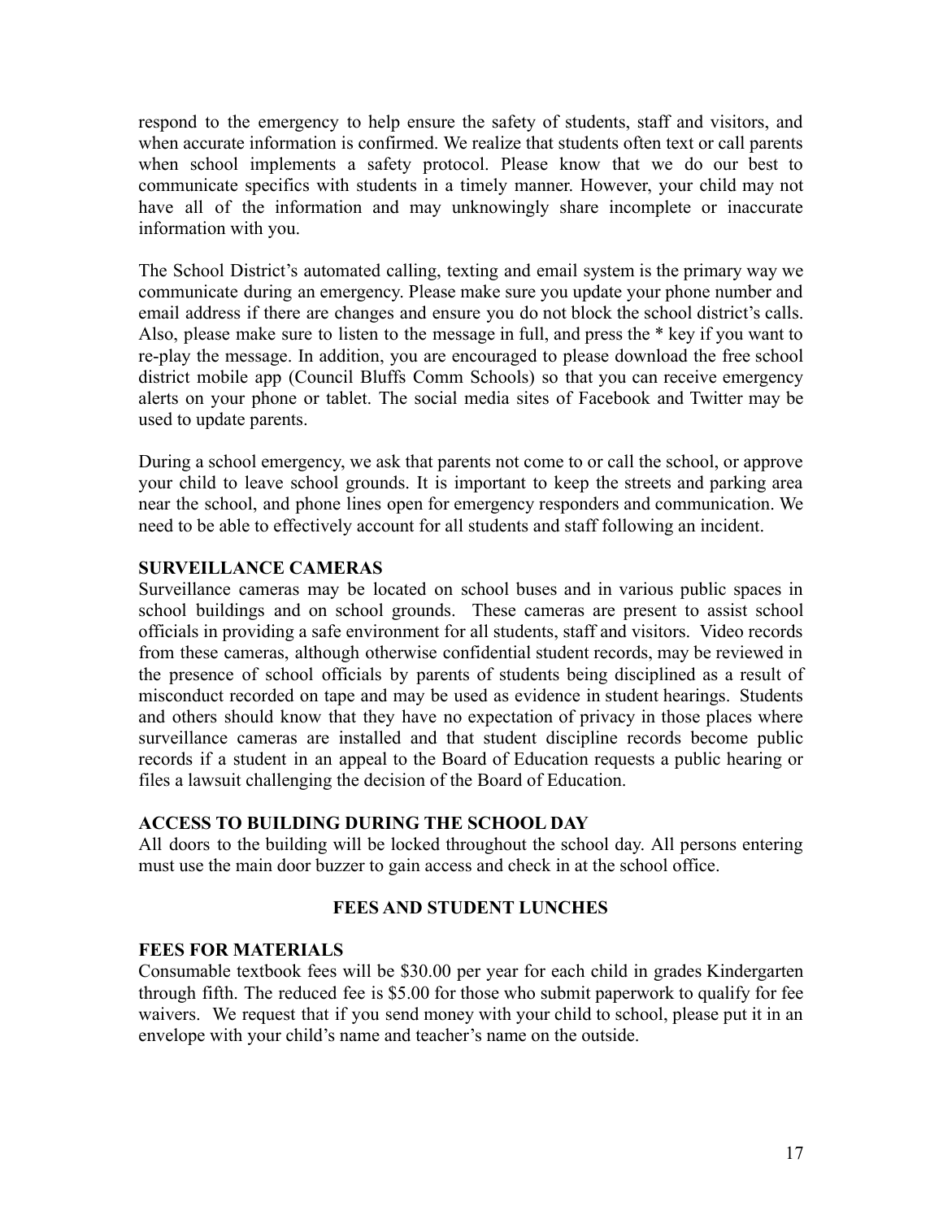respond to the emergency to help ensure the safety of students, staff and visitors, and when accurate information is confirmed. We realize that students often text or call parents when school implements a safety protocol. Please know that we do our best to communicate specifics with students in a timely manner. However, your child may not have all of the information and may unknowingly share incomplete or inaccurate information with you.

The School District's automated calling, texting and email system is the primary way we communicate during an emergency. Please make sure you update your phone number and email address if there are changes and ensure you do not block the school district's calls. Also, please make sure to listen to the message in full, and press the * key if you want to re-play the message. In addition, you are encouraged to please download the free school district mobile app (Council Bluffs Comm Schools) so that you can receive emergency alerts on your phone or tablet. The social media sites of Facebook and Twitter may be used to update parents.

During a school emergency, we ask that parents not come to or call the school, or approve your child to leave school grounds. It is important to keep the streets and parking area near the school, and phone lines open for emergency responders and communication. We need to be able to effectively account for all students and staff following an incident.

### SURVEILLANCE CAMERAS

Surveillance cameras may be located on school buses and in various public spaces in school buildings and on school grounds. These cameras are present to assist school officials in providing a safe environment for all students, staff and visitors. Video records from these cameras, although otherwise confidential student records, may be reviewed in the presence of school officials by parents of students being disciplined as a result of misconduct recorded on tape and may be used as evidence in student hearings. Students and others should know that they have no expectation of privacy in those places where surveillance cameras are installed and that student discipline records become public records if a student in an appeal to the Board of Education requests a public hearing or files a lawsuit challenging the decision of the Board of Education.

### ACCESS TO BUILDING DURING THE SCHOOL DAY

All doors to the building will be locked throughout the school day. All persons entering must use the main door buzzer to gain access and check in at the school office.

## FEES AND STUDENT LUNCHES

### FEES FOR MATERIALS

Consumable textbook fees will be $30.00 per year for each child in grades Kindergarten through fifth. The reduced fee is $5.00 for those who submit paperwork to qualify for fee waivers. We request that if you send money with your child to school, please put it in an envelope with your child's name and teacher's name on the outside.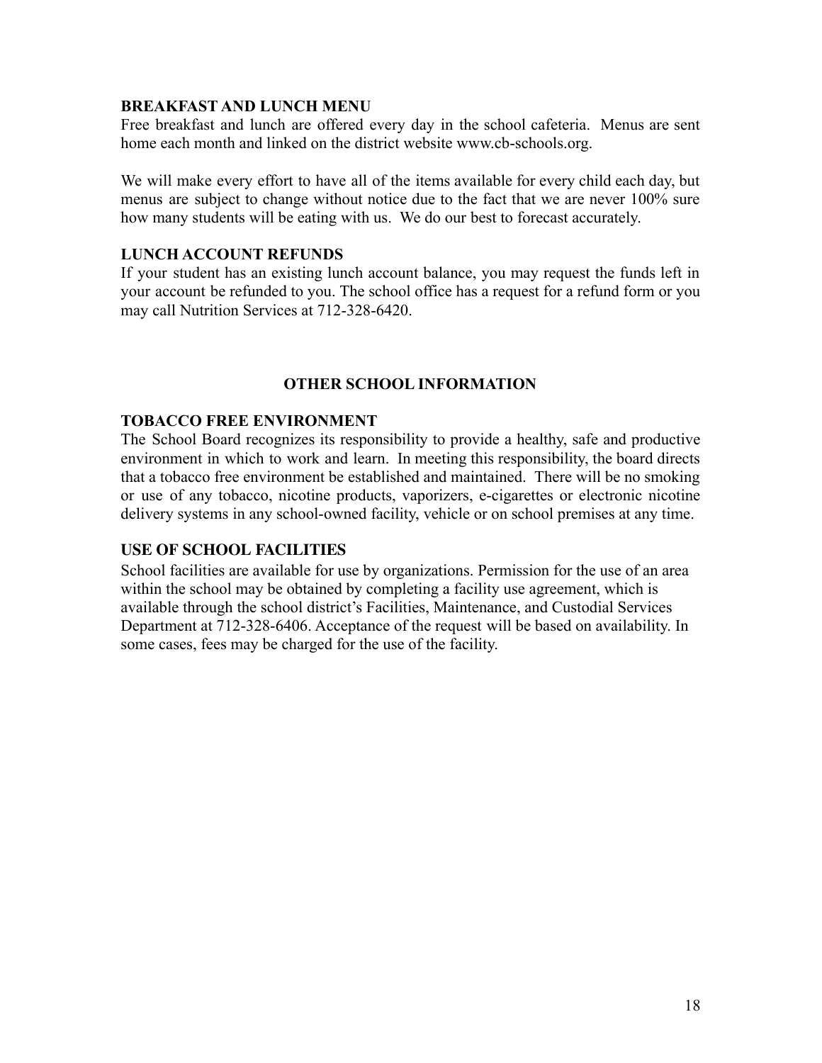### BREAKFAST AND LUNCH MENU

Free breakfast and lunch are offered every day in the school cafeteria. Menus are sent home each month and linked on the district website www.cb-schools.org.

We will make every effort to have all of the items available for every child each day, but menus are subject to change without notice due to the fact that we are never 100% sure how many students will be eating with us. We do our best to forecast accurately.

### LUNCH ACCOUNT REFUNDS

If your student has an existing lunch account balance, you may request the funds left in your account be refunded to you. The school office has a request for a refund form or you may call Nutrition Services at 712-328-6420.

## OTHER SCHOOL INFORMATION

### TOBACCO FREE ENVIRONMENT

The School Board recognizes its responsibility to provide a healthy, safe and productive environment in which to work and learn. In meeting this responsibility, the board directs that a tobacco free environment be established and maintained. There will be no smoking or use of any tobacco, nicotine products, vaporizers, e-cigarettes or electronic nicotine delivery systems in any school-owned facility, vehicle or on school premises at any time.

### USE OF SCHOOL FACILITIES

School facilities are available for use by organizations. Permission for the use of an area within the school may be obtained by completing a facility use agreement, which is available through the school district's Facilities, Maintenance, and Custodial Services Department at 712-328-6406. Acceptance of the request will be based on availability. In some cases, fees may be charged for the use of the facility.